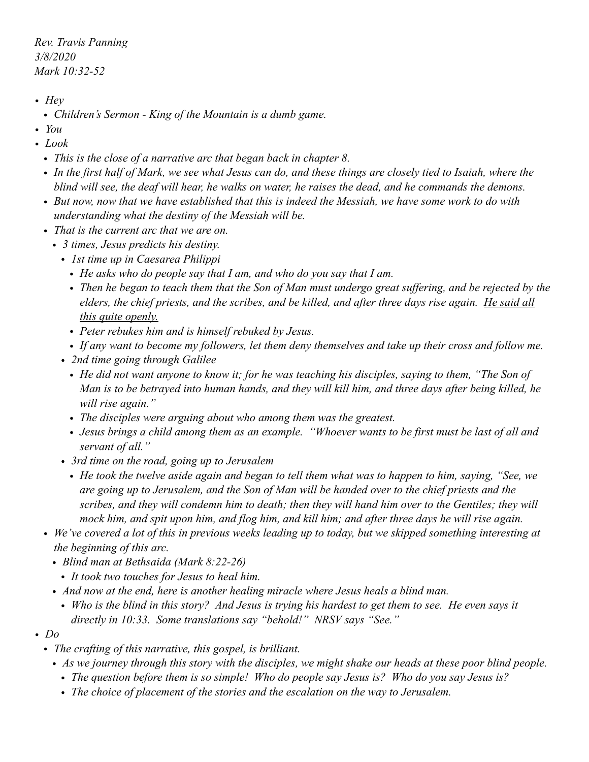*Rev. Travis Panning*
*3/8/2020*
*Mark 10:32-52*

- *Hey*
  - *Children's Sermon - King of the Mountain is a dumb game.*
- *You*
- *Look*
  - *This is the close of a narrative arc that began back in chapter 8.*
  - *In the first half of Mark, we see what Jesus can do, and these things are closely tied to Isaiah, where the blind will see, the deaf will hear, he walks on water, he raises the dead, and he commands the demons.*
  - *But now, now that we have established that this is indeed the Messiah, we have some work to do with understanding what the destiny of the Messiah will be.*
  - *That is the current arc that we are on.*
    - *3 times, Jesus predicts his destiny.*
      - *1st time up in Caesarea Philippi*
        - *He asks who do people say that I am, and who do you say that I am.*
        - *Then he began to teach them that the Son of Man must undergo great suffering, and be rejected by the elders, the chief priests, and the scribes, and be killed, and after three days rise again. <u>He said all this quite openly.</u>*
        - *Peter rebukes him and is himself rebuked by Jesus.*
        - *If any want to become my followers, let them deny themselves and take up their cross and follow me.*
      - *2nd time going through Galilee*
        - *He did not want anyone to know it; for he was teaching his disciples, saying to them, "The Son of Man is to be betrayed into human hands, and they will kill him, and three days after being killed, he will rise again."*
        - *The disciples were arguing about who among them was the greatest.*
        - *Jesus brings a child among them as an example. "Whoever wants to be first must be last of all and servant of all."*
      - *3rd time on the road, going up to Jerusalem*
        - *He took the twelve aside again and began to tell them what was to happen to him, saying, "See, we are going up to Jerusalem, and the Son of Man will be handed over to the chief priests and the scribes, and they will condemn him to death; then they will hand him over to the Gentiles; they will mock him, and spit upon him, and flog him, and kill him; and after three days he will rise again.*
  - *We've covered a lot of this in previous weeks leading up to today, but we skipped something interesting at the beginning of this arc.*
    - *Blind man at Bethsaida (Mark 8:22-26)*
      - *It took two touches for Jesus to heal him.*
    - *And now at the end, here is another healing miracle where Jesus heals a blind man.*
      - *Who is the blind in this story? And Jesus is trying his hardest to get them to see. He even says it directly in 10:33. Some translations say "behold!" NRSV says "See."*
- *Do*
  - *The crafting of this narrative, this gospel, is brilliant.*
    - *As we journey through this story with the disciples, we might shake our heads at these poor blind people.*
      - *The question before them is so simple! Who do people say Jesus is? Who do you say Jesus is?*
      - *The choice of placement of the stories and the escalation on the way to Jerusalem.*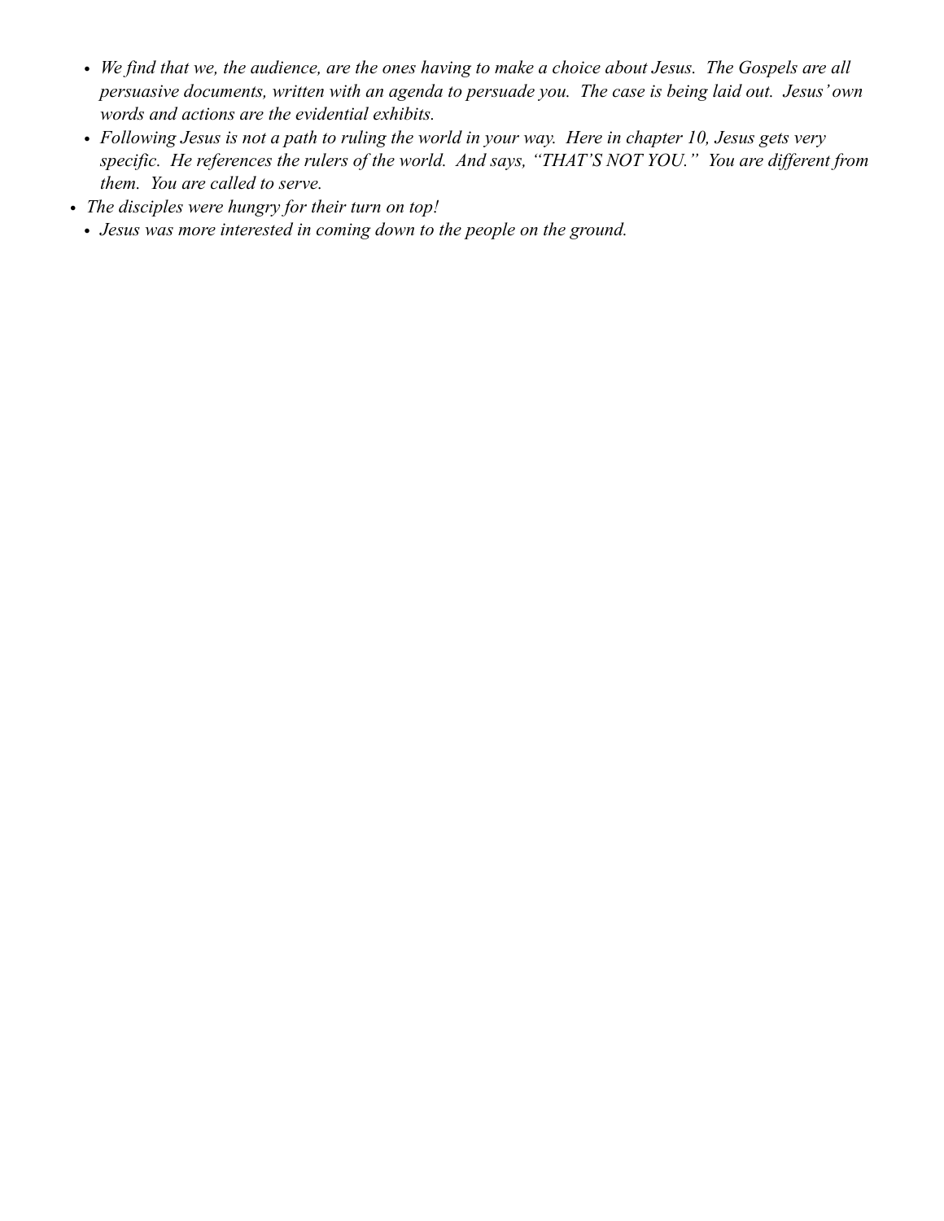- *We find that we, the audience, are the ones having to make a choice about Jesus. The Gospels are all persuasive documents, written with an agenda to persuade you. The case is being laid out. Jesus' own words and actions are the evidential exhibits.*
  - *Following Jesus is not a path to ruling the world in your way. Here in chapter 10, Jesus gets very specific. He references the rulers of the world. And says, "THAT'S NOT YOU." You are different from them. You are called to serve.*
- *The disciples were hungry for their turn on top!*
  - *Jesus was more interested in coming down to the people on the ground.*